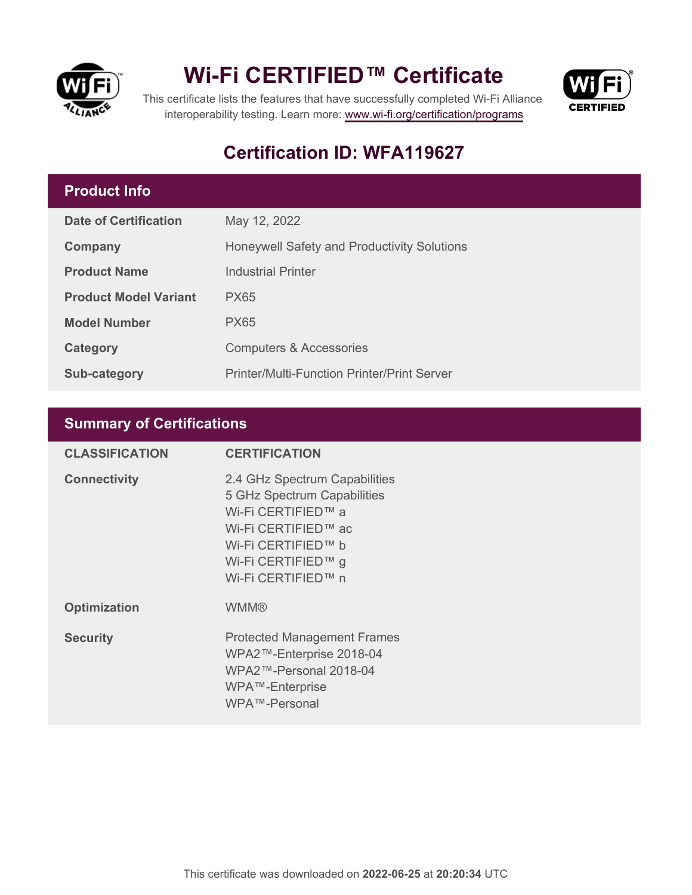# Wi-Fi CERTIFIED™ Certificate

This certificate lists the features that have successfully completed Wi-Fi Alliance interoperability testing. Learn more: www.wi-fi.org/certification/programs

## Certification ID: WFA119627

### Product Info

| | |
|---|---|
| **Date of Certification** | May 12, 2022 |
| **Company** | Honeywell Safety and Productivity Solutions |
| **Product Name** | Industrial Printer |
| **Product Model Variant** | PX65 |
| **Model Number** | PX65 |
| **Category** | Computers & Accessories |
| **Sub-category** | Printer/Multi-Function Printer/Print Server |

### Summary of Certifications

| CLASSIFICATION | CERTIFICATION |
|---|---|
| **Connectivity** | 2.4 GHz Spectrum Capabilities<br>5 GHz Spectrum Capabilities<br>Wi-Fi CERTIFIED™ a<br>Wi-Fi CERTIFIED™ ac<br>Wi-Fi CERTIFIED™ b<br>Wi-Fi CERTIFIED™ g<br>Wi-Fi CERTIFIED™ n |
| **Optimization** | WMM® |
| **Security** | Protected Management Frames<br>WPA2™-Enterprise 2018-04<br>WPA2™-Personal 2018-04<br>WPA™-Enterprise<br>WPA™-Personal |

This certificate was downloaded on **2022-06-25** at **20:20:34** UTC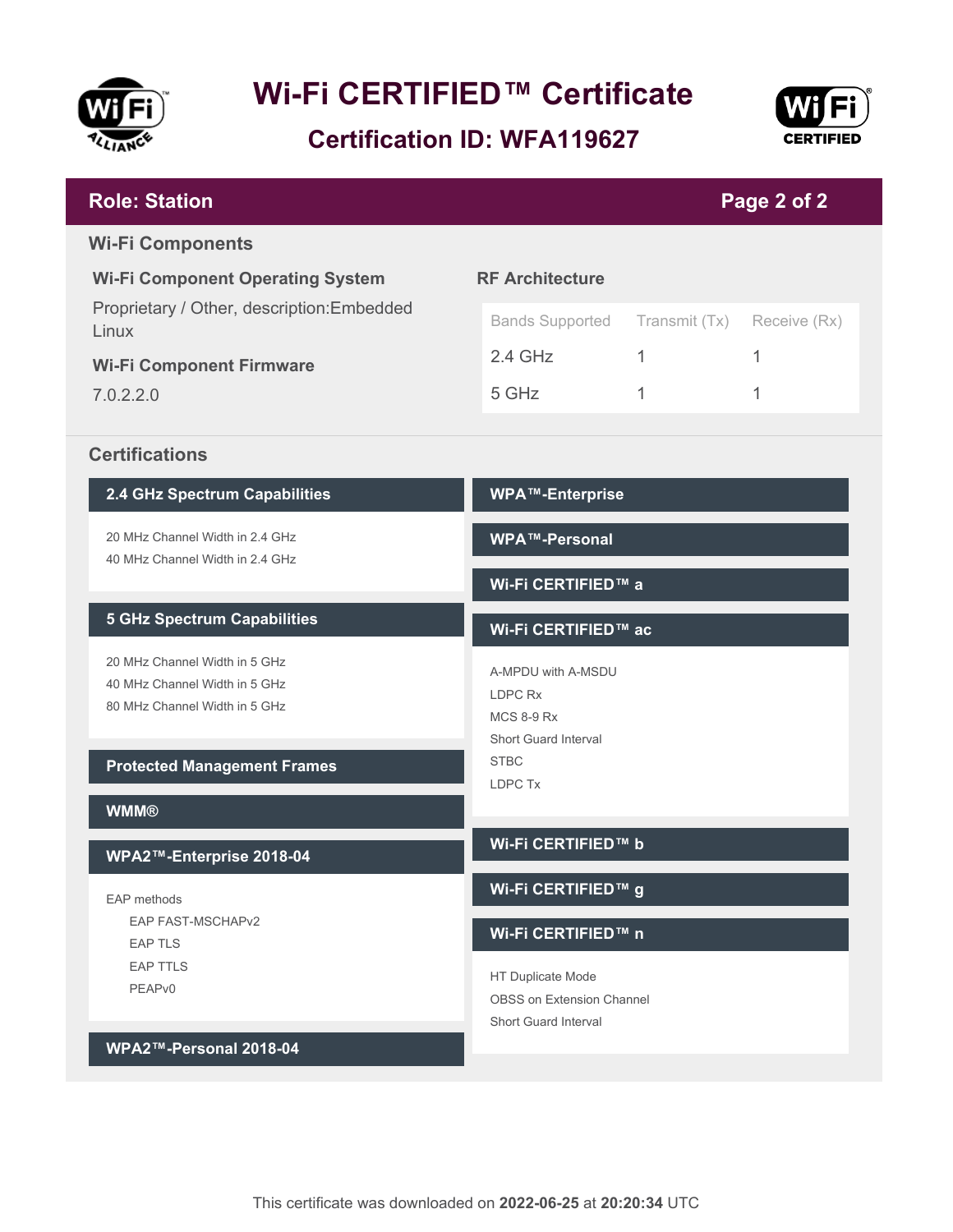# Wi-Fi CERTIFIED™ Certificate

## Certification ID: WFA119627

## Role: Station

### Wi-Fi Components

**Wi-Fi Component Operating System**

Proprietary / Other, description:Embedded Linux

**Wi-Fi Component Firmware**

7.0.2.2.0

**RF Architecture**

| Bands Supported | Transmit (Tx) | Receive (Rx) |
|---|---|---|
| 2.4 GHz | 1 | 1 |
| 5 GHz | 1 | 1 |

### Certifications

**2.4 GHz Spectrum Capabilities**

- 20 MHz Channel Width in 2.4 GHz
- 40 MHz Channel Width in 2.4 GHz

**5 GHz Spectrum Capabilities**

- 20 MHz Channel Width in 5 GHz
- 40 MHz Channel Width in 5 GHz
- 80 MHz Channel Width in 5 GHz

**Protected Management Frames**

**WMM®**

**WPA2™-Enterprise 2018-04**

EAP methods
- EAP FAST-MSCHAPv2
- EAP TLS
- EAP TTLS
- PEAPv0

**WPA2™-Personal 2018-04**

**WPA™-Enterprise**

**WPA™-Personal**

**Wi-Fi CERTIFIED™ a**

**Wi-Fi CERTIFIED™ ac**

- A-MPDU with A-MSDU
- LDPC Rx
- MCS 8-9 Rx
- Short Guard Interval
- STBC
- LDPC Tx

**Wi-Fi CERTIFIED™ b**

**Wi-Fi CERTIFIED™ g**

**Wi-Fi CERTIFIED™ n**

- HT Duplicate Mode
- OBSS on Extension Channel
- Short Guard Interval

This certificate was downloaded on **2022-06-25** at **20:20:34** UTC